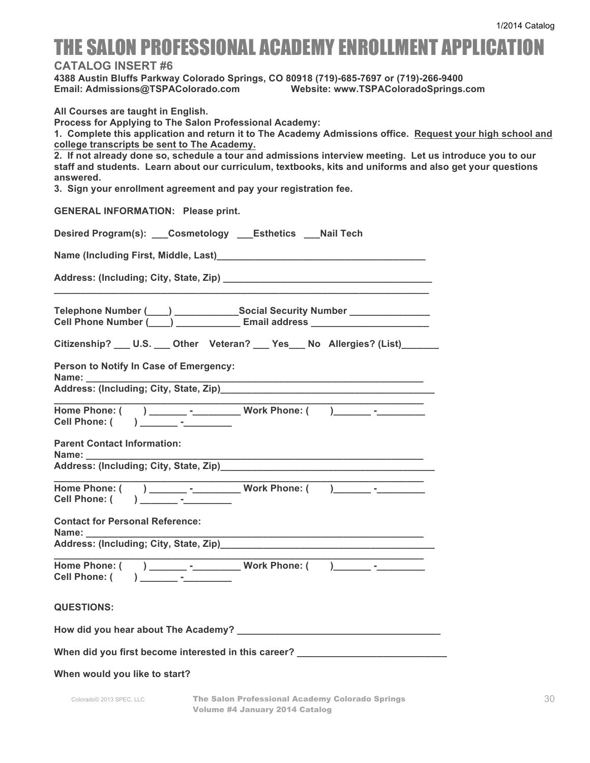// THE SALON PROFESSIONAL ACADEMY ENROLLMENT APPLICATION

## CATALOG INSERT #6

**4388 Austin Bluffs Parkway Colorado Springs, CO 80918 (719)-685-7697 or (719)-266-9400**
**Email: Admissions@TSPAColorado.com Website: www.TSPAColoradoSprings.com**

**All Courses are taught in English.**
**Process for Applying to The Salon Professional Academy:**
**1. Complete this application and return it to The Academy Admissions office. Request your high school and college transcripts be sent to The Academy.**
**2. If not already done so, schedule a tour and admissions interview meeting. Let us introduce you to our staff and students. Learn about our curriculum, textbooks, kits and uniforms and also get your questions answered.**
**3. Sign your enrollment agreement and pay your registration fee.**

**GENERAL INFORMATION: Please print.**

**Desired Program(s): ___Cosmetology ___Esthetics ___Nail Tech**

**Name (Including First, Middle, Last)_______________________________________**

**Address: (Including; City, State, Zip) _______________________________________**
**_________________________________________________________________________**

**Telephone Number (____) ___________Social Security Number _______________**
**Cell Phone Number (____) ___________ Email address _____________________**

**Citizenship? ___ U.S. ___ Other Veteran? ___ Yes___ No Allergies? (List)_______**

**Person to Notify In Case of Emergency:**
**Name: _________________________________________________________________**
**Address: (Including; City, State, Zip)_______________________________________**
**_________________________________________________________________________**
**Home Phone: ( ) _______ -_________ Work Phone: ( )_______ -_________**
**Cell Phone: ( ) _______ -_________**

**Parent Contact Information:**
**Name: _________________________________________________________________**
**Address: (Including; City, State, Zip)_______________________________________**
**_________________________________________________________________________**
**Home Phone: ( ) _______ -_________ Work Phone: ( )_______ -_________**
**Cell Phone: ( ) _______ -_________**

**Contact for Personal Reference:**
**Name: _________________________________________________________________**
**Address: (Including; City, State, Zip)_______________________________________**
**_________________________________________________________________________**
**Home Phone: ( ) _______ -_________ Work Phone: ( )_______ -_________**
**Cell Phone: ( ) _______ -_________**

**QUESTIONS:**

**How did you hear about The Academy? _____________________________________**

**When did you first become interested in this career? ____________________________**

**When would you like to start?**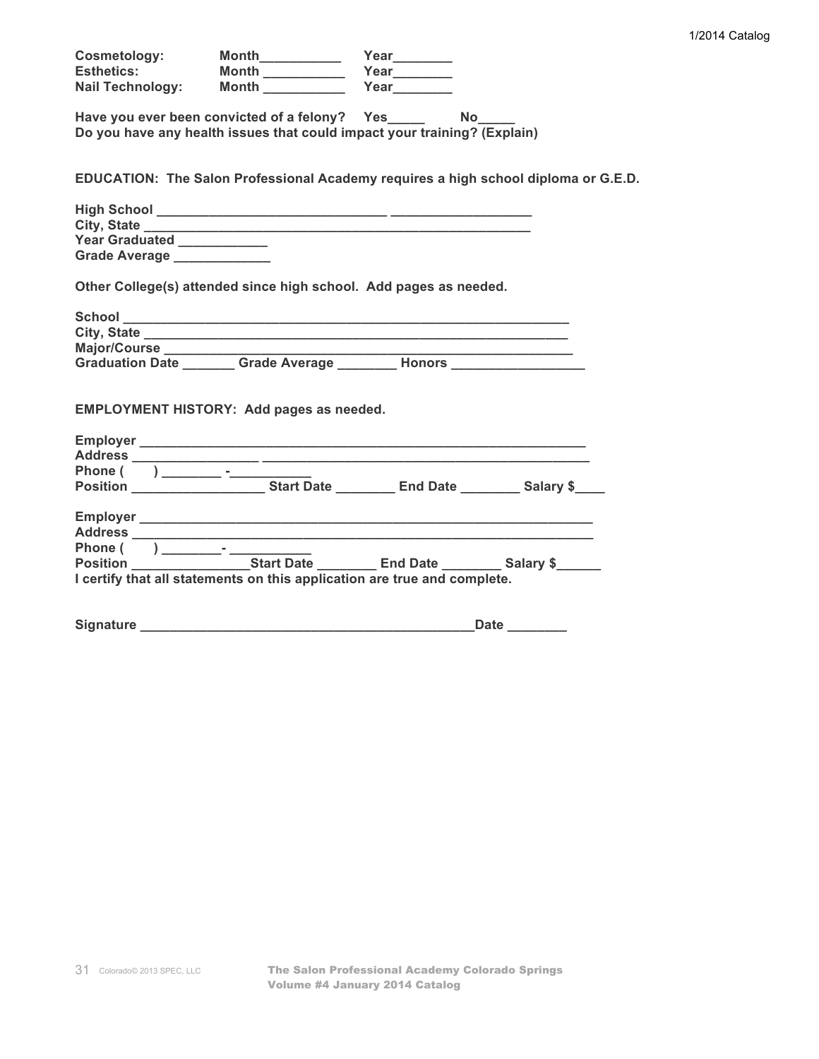**Cosmetology:** **Month__________** **Year________**
**Esthetics:** **Month __________** **Year________**
**Nail Technology:** **Month __________** **Year________**

**Have you ever been convicted of a felony? Yes_____ No_____**
**Do you have any health issues that could impact your training? (Explain)**

**EDUCATION: The Salon Professional Academy requires a high school diploma or G.E.D.**

**High School ______________________________ __________________**
**City, State __________________________________________________**
**Year Graduated ___________**
**Grade Average ____________**

**Other College(s) attended since high school. Add pages as needed.**

**School _______________________________________________________**
**City, State ____________________________________________________**
**Major/Course __________________________________________________**
**Graduation Date _______ Grade Average ________ Honors _________________**

**EMPLOYMENT HISTORY: Add pages as needed.**

**Employer ______________________________________________________**
**Address ________________ ___________________________________________**
**Phone ( ) ________ -__________**
**Position _________________ Start Date ________ End Date ________ Salary $____**

**Employer ______________________________________________________**
**Address _______________________________________________________**
**Phone ( ) ________- __________**
**Position ________________Start Date ________ End Date ________ Salary $______**
**I certify that all statements on this application are true and complete.**

**Signature ____________________________________________Date ________**